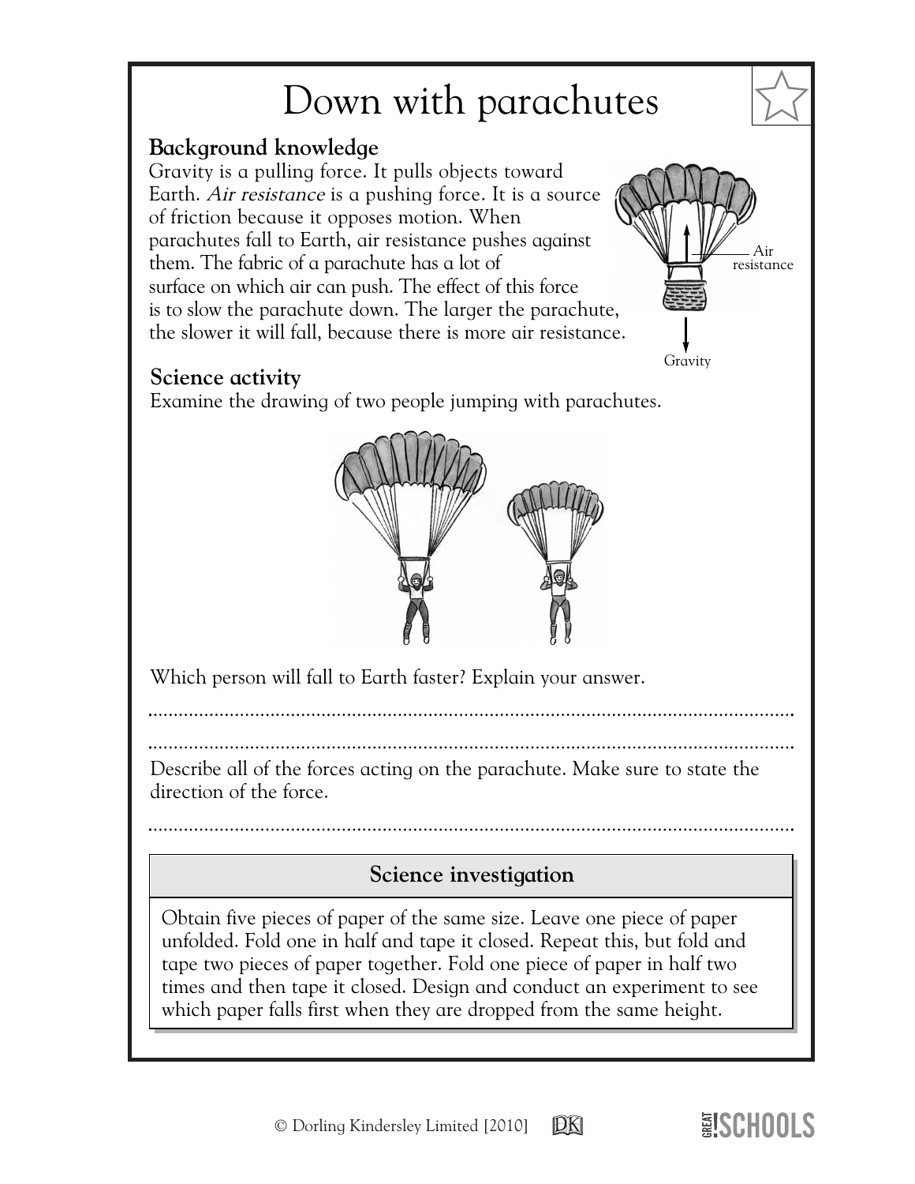# Down with parachutes

## Background knowledge

Gravity is a pulling force. It pulls objects toward Earth. *Air resistance* is a pushing force. It is a source of friction because it opposes motion. When parachutes fall to Earth, air resistance pushes against them. The fabric of a parachute has a lot of surface on which air can push. The effect of this force is to slow the parachute down. The larger the parachute, the slower it will fall, because there is more air resistance.

Air resistance

Gravity

## Science activity

Examine the drawing of two people jumping with parachutes.

Which person will fall to Earth faster? Explain your answer.

..........................................................................................................................

..........................................................................................................................

Describe all of the forces acting on the parachute. Make sure to state the direction of the force.

..........................................................................................................................

### Science investigation

Obtain five pieces of paper of the same size. Leave one piece of paper unfolded. Fold one in half and tape it closed. Repeat this, but fold and tape two pieces of paper together. Fold one piece of paper in half two times and then tape it closed. Design and conduct an experiment to see which paper falls first when they are dropped from the same height.

© Dorling Kindersley Limited [2010]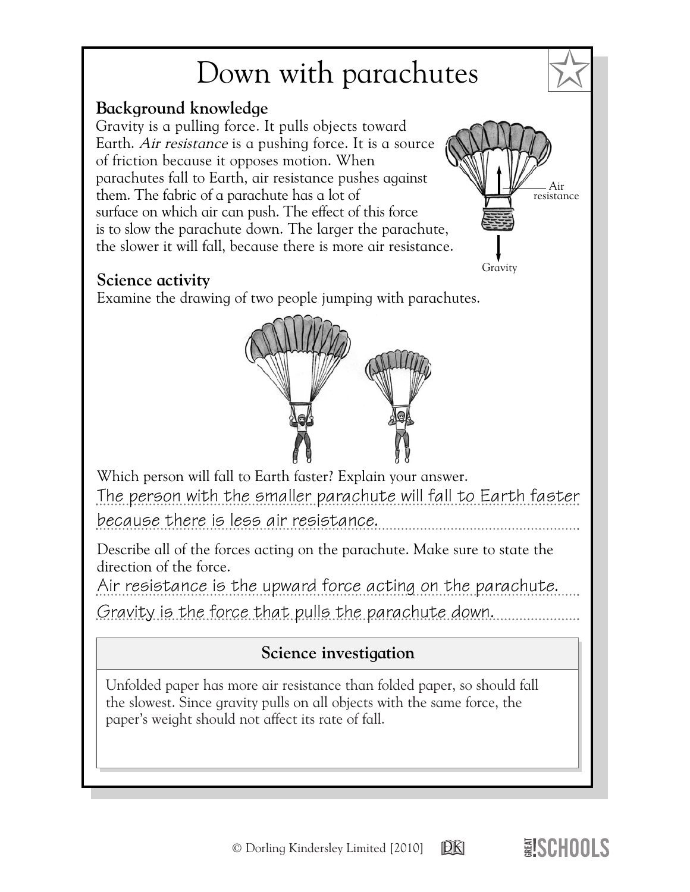# Down with parachutes

## Background knowledge

Gravity is a pulling force. It pulls objects toward Earth. *Air resistance* is a pushing force. It is a source of friction because it opposes motion. When parachutes fall to Earth, air resistance pushes against them. The fabric of a parachute has a lot of surface on which air can push. The effect of this force is to slow the parachute down. The larger the parachute, the slower it will fall, because there is more air resistance.

Air resistance

Gravity

## Science activity

Examine the drawing of two people jumping with parachutes.

Which person will fall to Earth faster? Explain your answer.

The person with the smaller parachute will fall to Earth faster because there is less air resistance.

Describe all of the forces acting on the parachute. Make sure to state the direction of the force.

Air resistance is the upward force acting on the parachute.

Gravity is the force that pulls the parachute down.

### Science investigation

Unfolded paper has more air resistance than folded paper, so should fall the slowest. Since gravity pulls on all objects with the same force, the paper's weight should not affect its rate of fall.

© Dorling Kindersley Limited [2010]